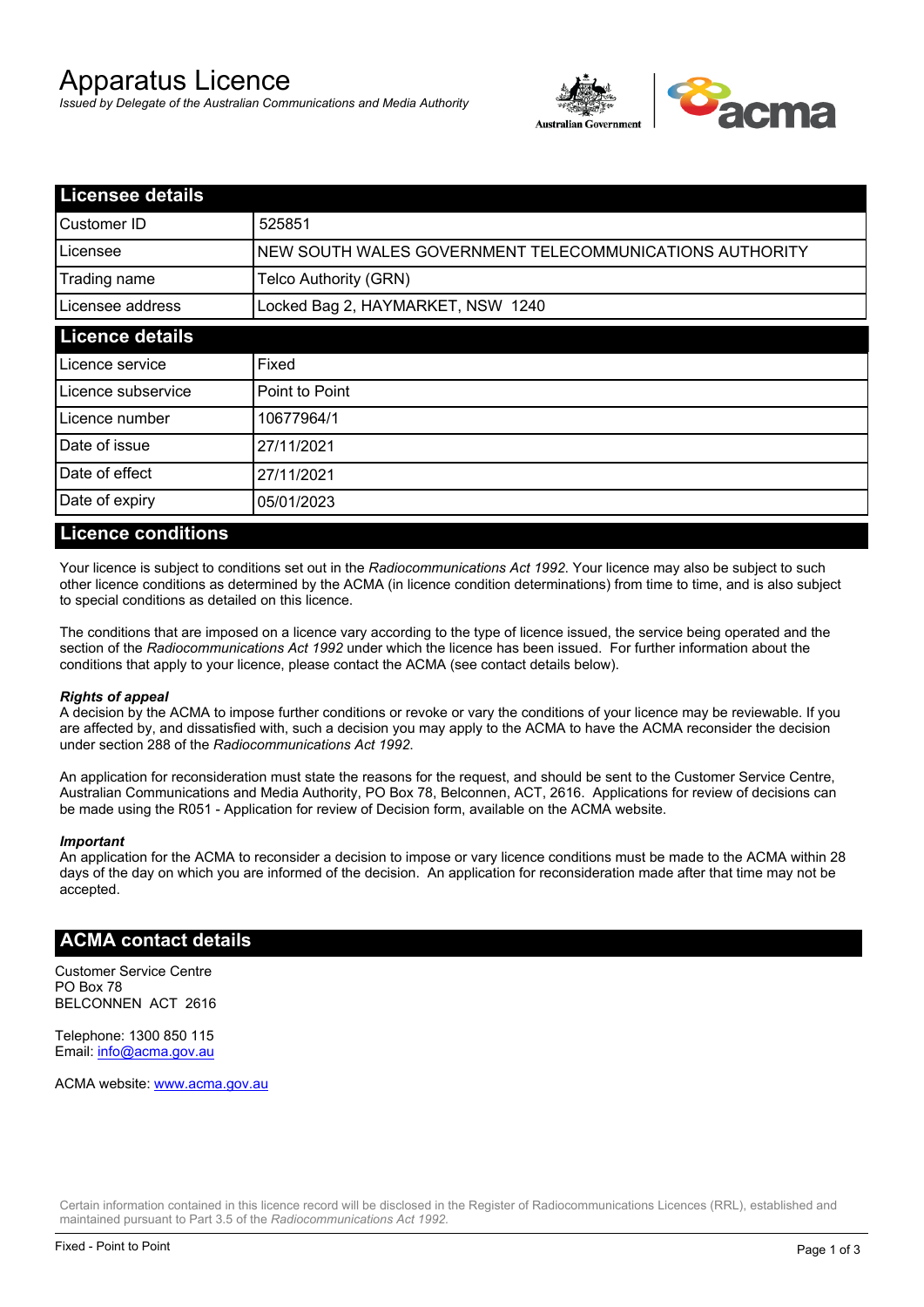# Apparatus Licence

*Issued by Delegate of the Australian Communications and Media Authority*

## Licensee details

| | |
|---|---|
| Customer ID | 525851 |
| Licensee | NEW SOUTH WALES GOVERNMENT TELECOMMUNICATIONS AUTHORITY |
| Trading name | Telco Authority (GRN) |
| Licensee address | Locked Bag 2, HAYMARKET, NSW 1240 |

## Licence details

| | |
|---|---|
| Licence service | Fixed |
| Licence subservice | Point to Point |
| Licence number | 10677964/1 |
| Date of issue | 27/11/2021 |
| Date of effect | 27/11/2021 |
| Date of expiry | 05/01/2023 |

## Licence conditions

Your licence is subject to conditions set out in the *Radiocommunications Act 1992*. Your licence may also be subject to such other licence conditions as determined by the ACMA (in licence condition determinations) from time to time, and is also subject to special conditions as detailed on this licence.

The conditions that are imposed on a licence vary according to the type of licence issued, the service being operated and the section of the *Radiocommunications Act 1992* under which the licence has been issued. For further information about the conditions that apply to your licence, please contact the ACMA (see contact details below).

***Rights of appeal***

A decision by the ACMA to impose further conditions or revoke or vary the conditions of your licence may be reviewable. If you are affected by, and dissatisfied with, such a decision you may apply to the ACMA to have the ACMA reconsider the decision under section 288 of the *Radiocommunications Act 1992*.

An application for reconsideration must state the reasons for the request, and should be sent to the Customer Service Centre, Australian Communications and Media Authority, PO Box 78, Belconnen, ACT, 2616. Applications for review of decisions can be made using the R051 - Application for review of Decision form, available on the ACMA website.

***Important***

An application for the ACMA to reconsider a decision to impose or vary licence conditions must be made to the ACMA within 28 days of the day on which you are informed of the decision. An application for reconsideration made after that time may not be accepted.

## ACMA contact details

Customer Service Centre
PO Box 78
BELCONNEN ACT 2616

Telephone: 1300 850 115
Email: info@acma.gov.au

ACMA website: www.acma.gov.au

Certain information contained in this licence record will be disclosed in the Register of Radiocommunications Licences (RRL), established and maintained pursuant to Part 3.5 of the *Radiocommunications Act 1992*.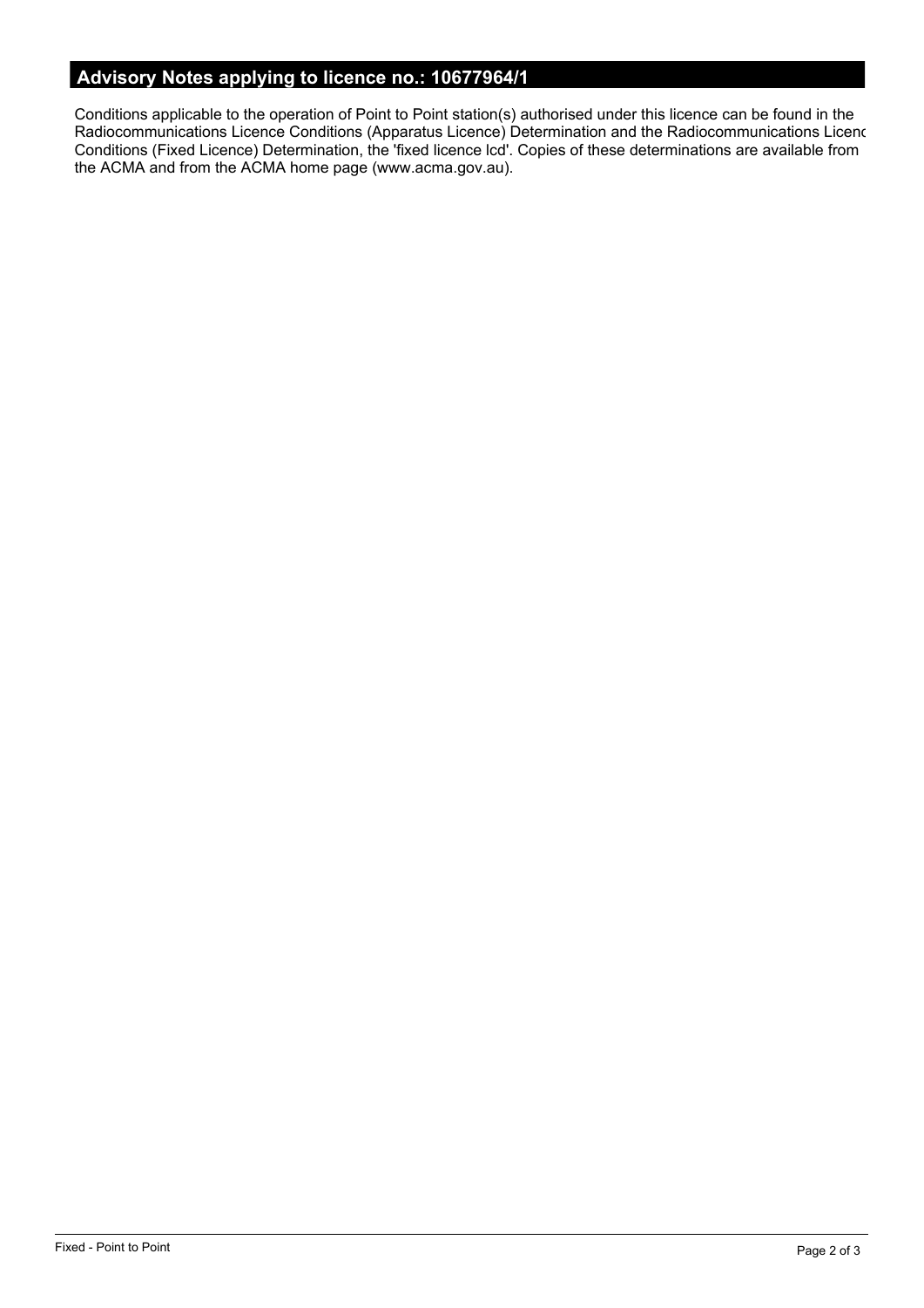## Advisory Notes applying to licence no.: 10677964/1

Conditions applicable to the operation of Point to Point station(s) authorised under this licence can be found in the Radiocommunications Licence Conditions (Apparatus Licence) Determination and the Radiocommunications Licenc Conditions (Fixed Licence) Determination, the 'fixed licence lcd'. Copies of these determinations are available from the ACMA and from the ACMA home page (www.acma.gov.au).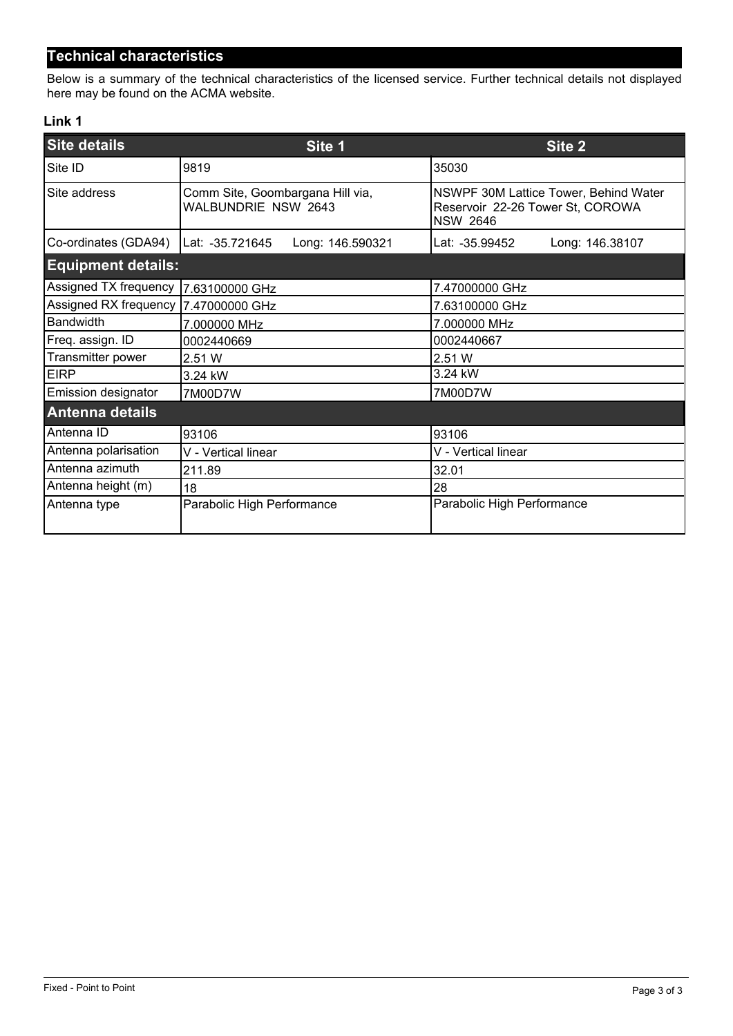## Technical characteristics

Below is a summary of the technical characteristics of the licensed service. Further technical details not displayed here may be found on the ACMA website.

### Link 1

| Site details | Site 1 | Site 2 |
|---|---|---|
| Site ID | 9819 | 35030 |
| Site address | Comm Site, Goombargana Hill via, WALBUNDRIE NSW 2643 | NSWPF 30M Lattice Tower, Behind Water Reservoir 22-26 Tower St, COROWA NSW 2646 |
| Co-ordinates (GDA94) | Lat: -35.721645 Long: 146.590321 | Lat: -35.99452 Long: 146.38107 |
| **Equipment details:** | | |
| Assigned TX frequency | 7.63100000 GHz | 7.47000000 GHz |
| Assigned RX frequency | 7.47000000 GHz | 7.63100000 GHz |
| Bandwidth | 7.000000 MHz | 7.000000 MHz |
| Freq. assign. ID | 0002440669 | 0002440667 |
| Transmitter power | 2.51 W | 2.51 W |
| EIRP | 3.24 kW | 3.24 kW |
| Emission designator | 7M00D7W | 7M00D7W |
| **Antenna details** | | |
| Antenna ID | 93106 | 93106 |
| Antenna polarisation | V - Vertical linear | V - Vertical linear |
| Antenna azimuth | 211.89 | 32.01 |
| Antenna height (m) | 18 | 28 |
| Antenna type | Parabolic High Performance | Parabolic High Performance |

Fixed - Point to Point